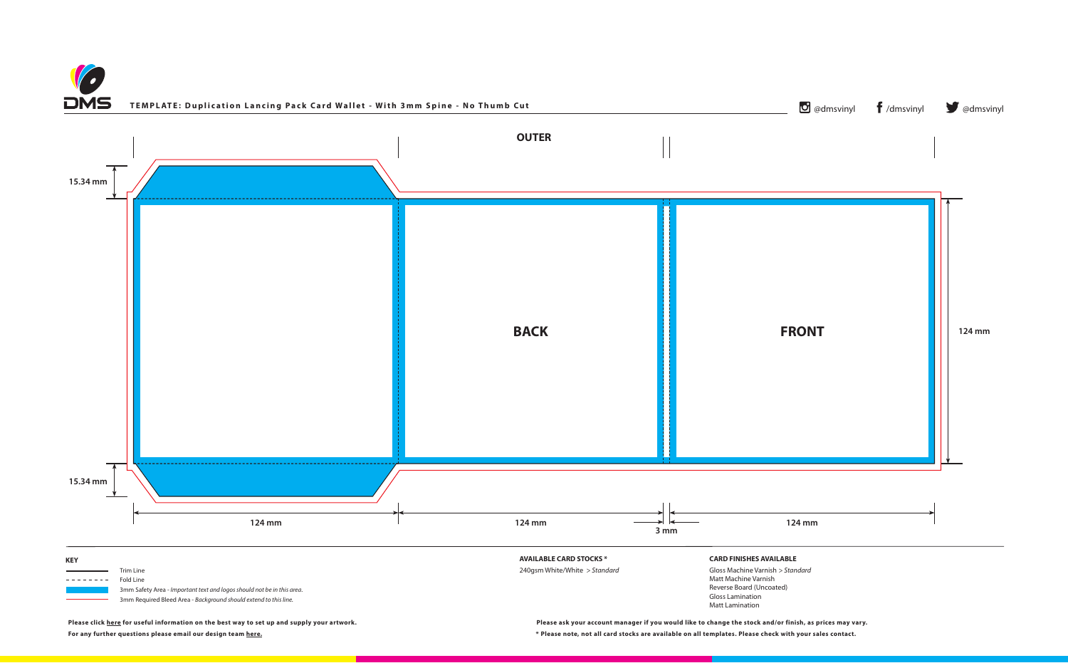**TEMPLATE: Duplication Lancing Pack Card Wallet - With 3mm Spine - No Thumb Cut**

@dmsvinyl /dmsvinyl @dmsvinyl

**OUTER**

**BACK**

**FRONT**

15.34 mm

15.34 mm

124 mm

124 mm

124 mm

124 mm

3 mm

**KEY**

- Trim Line
- Fold Line
- 3mm Safety Area - *Important text and logos should not be in this area.*
- 3mm Required Bleed Area - *Background should extend to this line.*

**AVAILABLE CARD STOCKS ***

240gsm White/White > *Standard*

**CARD FINISHES AVAILABLE**

Gloss Machine Varnish > *Standard*
Matt Machine Varnish
Reverse Board (Uncoated)
Gloss Lamination
Matt Lamination

**Please click here for useful information on the best way to set up and supply your artwork.**

**For any further questions please email our design team here.**

**Please ask your account manager if you would like to change the stock and/or finish, as prices may vary.**

*** Please note, not all card stocks are available on all templates. Please check with your sales contact.**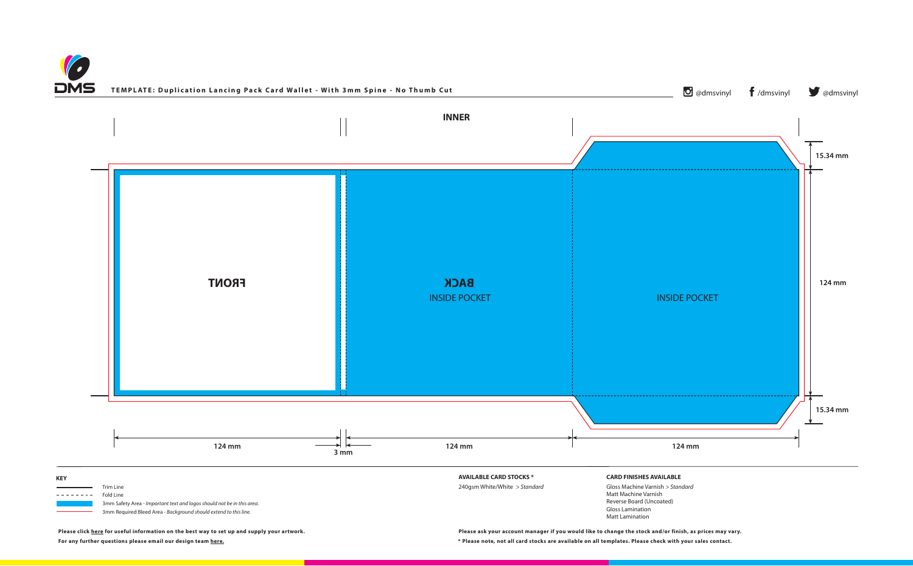**TEMPLATE: Duplication Lancing Pack Card Wallet - With 3mm Spine - No Thumb Cut**

@dmsvinyl /dmsvinyl @dmsvinyl

INNER

FRONT

BACK
INSIDE POCKET

INSIDE POCKET

15.34 mm

124 mm

15.34 mm

124 mm

3 mm

124 mm

124 mm

**KEY**

- Trim Line
- Fold Line
- 3mm Safety Area - *Important text and logos should not be in this area.*
- 3mm Required Bleed Area - *Background should extend to this line.*

**AVAILABLE CARD STOCKS ***

240gsm White/White > *Standard*

**CARD FINISHES AVAILABLE**

Gloss Machine Varnish > *Standard*
Matt Machine Varnish
Reverse Board (Uncoated)
Gloss Lamination
Matt Lamination

**Please click here for useful information on the best way to set up and supply your artwork.**

**For any further questions please email our design team here.**

**Please ask your account manager if you would like to change the stock and/or finish, as prices may vary.**

*** Please note, not all card stocks are available on all templates. Please check with your sales contact.**